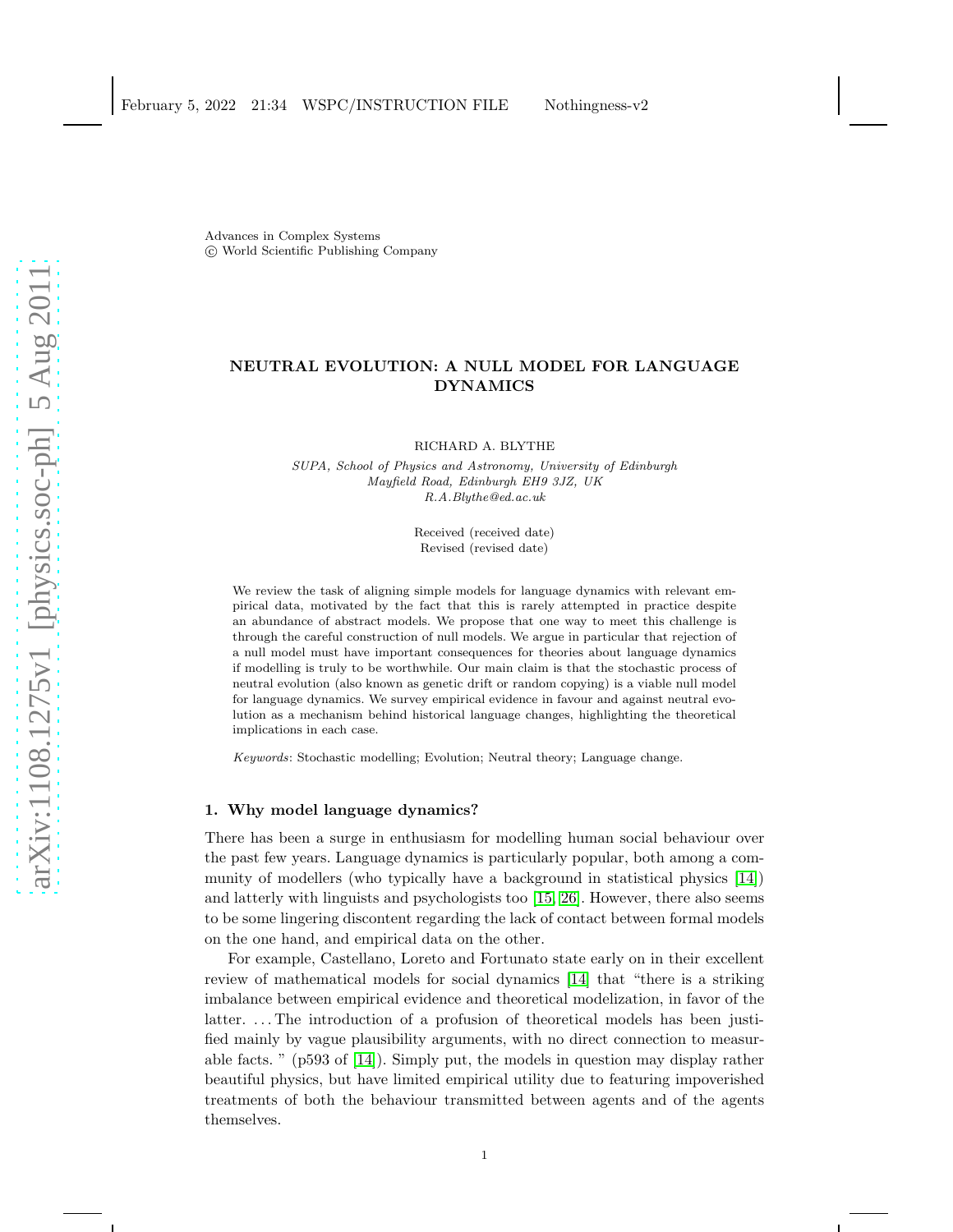Advances in Complex Systems
© World Scientific Publishing Company

# NEUTRAL EVOLUTION: A NULL MODEL FOR LANGUAGE DYNAMICS

RICHARD A. BLYTHE

*SUPA, School of Physics and Astronomy, University of Edinburgh*
*Mayfield Road, Edinburgh EH9 3JZ, UK*
*R.A.Blythe@ed.ac.uk*

Received (received date)
Revised (revised date)

We review the task of aligning simple models for language dynamics with relevant empirical data, motivated by the fact that this is rarely attempted in practice despite an abundance of abstract models. We propose that one way to meet this challenge is through the careful construction of null models. We argue in particular that rejection of a null model must have important consequences for theories about language dynamics if modelling is truly to be worthwhile. Our main claim is that the stochastic process of neutral evolution (also known as genetic drift or random copying) is a viable null model for language dynamics. We survey empirical evidence in favour and against neutral evolution as a mechanism behind historical language changes, highlighting the theoretical implications in each case.

*Keywords*: Stochastic modelling; Evolution; Neutral theory; Language change.

## 1. Why model language dynamics?

There has been a surge in enthusiasm for modelling human social behaviour over the past few years. Language dynamics is particularly popular, both among a community of modellers (who typically have a background in statistical physics [14]) and latterly with linguists and psychologists too [15, 26]. However, there also seems to be some lingering discontent regarding the lack of contact between formal models on the one hand, and empirical data on the other.

For example, Castellano, Loreto and Fortunato state early on in their excellent review of mathematical models for social dynamics [14] that "there is a striking imbalance between empirical evidence and theoretical modelization, in favor of the latter. ... The introduction of a profusion of theoretical models has been justified mainly by vague plausibility arguments, with no direct connection to measurable facts. " (p593 of [14]). Simply put, the models in question may display rather beautiful physics, but have limited empirical utility due to featuring impoverished treatments of both the behaviour transmitted between agents and of the agents themselves.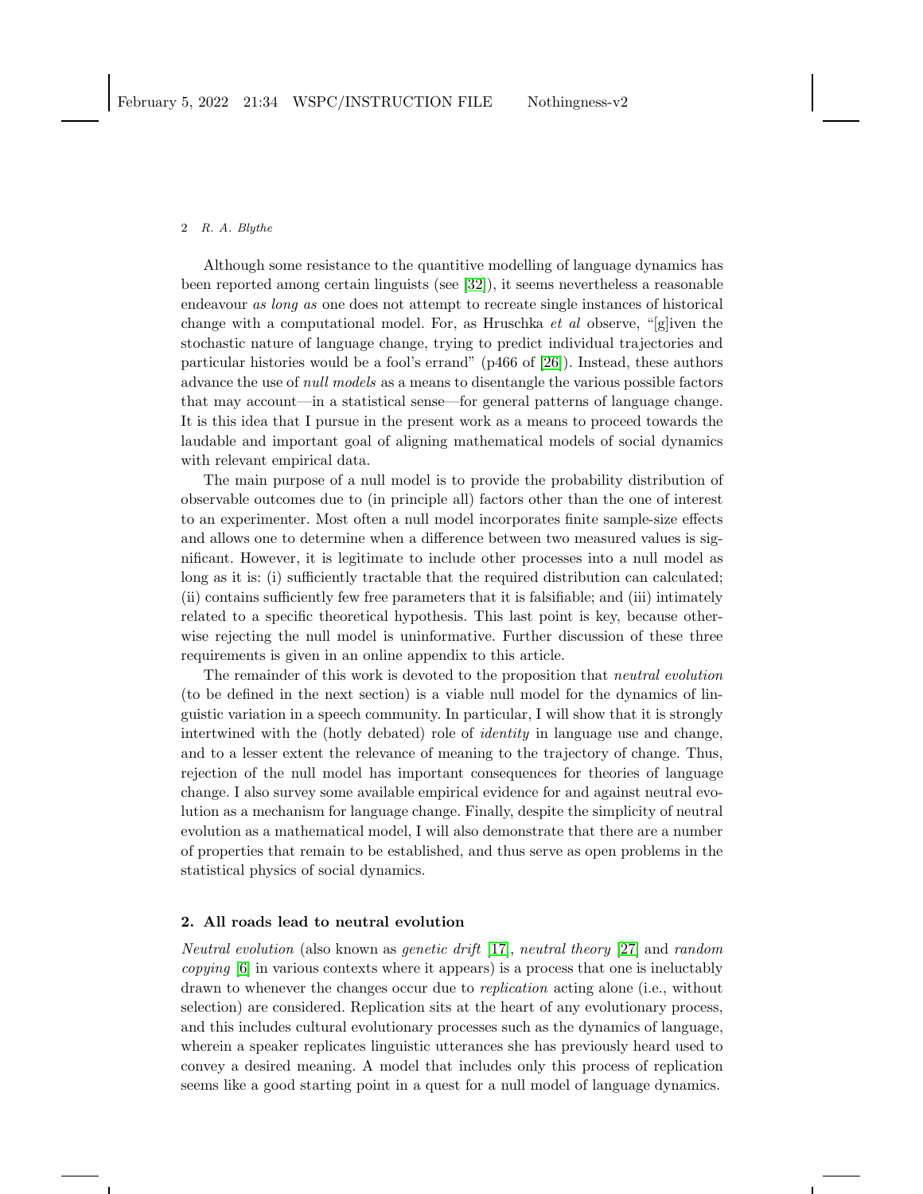Although some resistance to the quantitive modelling of language dynamics has been reported among certain linguists (see [32]), it seems nevertheless a reasonable endeavour *as long as* one does not attempt to recreate single instances of historical change with a computational model. For, as Hruschka *et al* observe, "[g]iven the stochastic nature of language change, trying to predict individual trajectories and particular histories would be a fool's errand" (p466 of [26]). Instead, these authors advance the use of *null models* as a means to disentangle the various possible factors that may account—in a statistical sense—for general patterns of language change. It is this idea that I pursue in the present work as a means to proceed towards the laudable and important goal of aligning mathematical models of social dynamics with relevant empirical data.

The main purpose of a null model is to provide the probability distribution of observable outcomes due to (in principle all) factors other than the one of interest to an experimenter. Most often a null model incorporates finite sample-size effects and allows one to determine when a difference between two measured values is significant. However, it is legitimate to include other processes into a null model as long as it is: (i) sufficiently tractable that the required distribution can calculated; (ii) contains sufficiently few free parameters that it is falsifiable; and (iii) intimately related to a specific theoretical hypothesis. This last point is key, because otherwise rejecting the null model is uninformative. Further discussion of these three requirements is given in an online appendix to this article.

The remainder of this work is devoted to the proposition that *neutral evolution* (to be defined in the next section) is a viable null model for the dynamics of linguistic variation in a speech community. In particular, I will show that it is strongly intertwined with the (hotly debated) role of *identity* in language use and change, and to a lesser extent the relevance of meaning to the trajectory of change. Thus, rejection of the null model has important consequences for theories of language change. I also survey some available empirical evidence for and against neutral evolution as a mechanism for language change. Finally, despite the simplicity of neutral evolution as a mathematical model, I will also demonstrate that there are a number of properties that remain to be established, and thus serve as open problems in the statistical physics of social dynamics.

## 2. All roads lead to neutral evolution

*Neutral evolution* (also known as *genetic drift* [17], *neutral theory* [27] and *random copying* [6] in various contexts where it appears) is a process that one is ineluctably drawn to whenever the changes occur due to *replication* acting alone (i.e., without selection) are considered. Replication sits at the heart of any evolutionary process, and this includes cultural evolutionary processes such as the dynamics of language, wherein a speaker replicates linguistic utterances she has previously heard used to convey a desired meaning. A model that includes only this process of replication seems like a good starting point in a quest for a null model of language dynamics.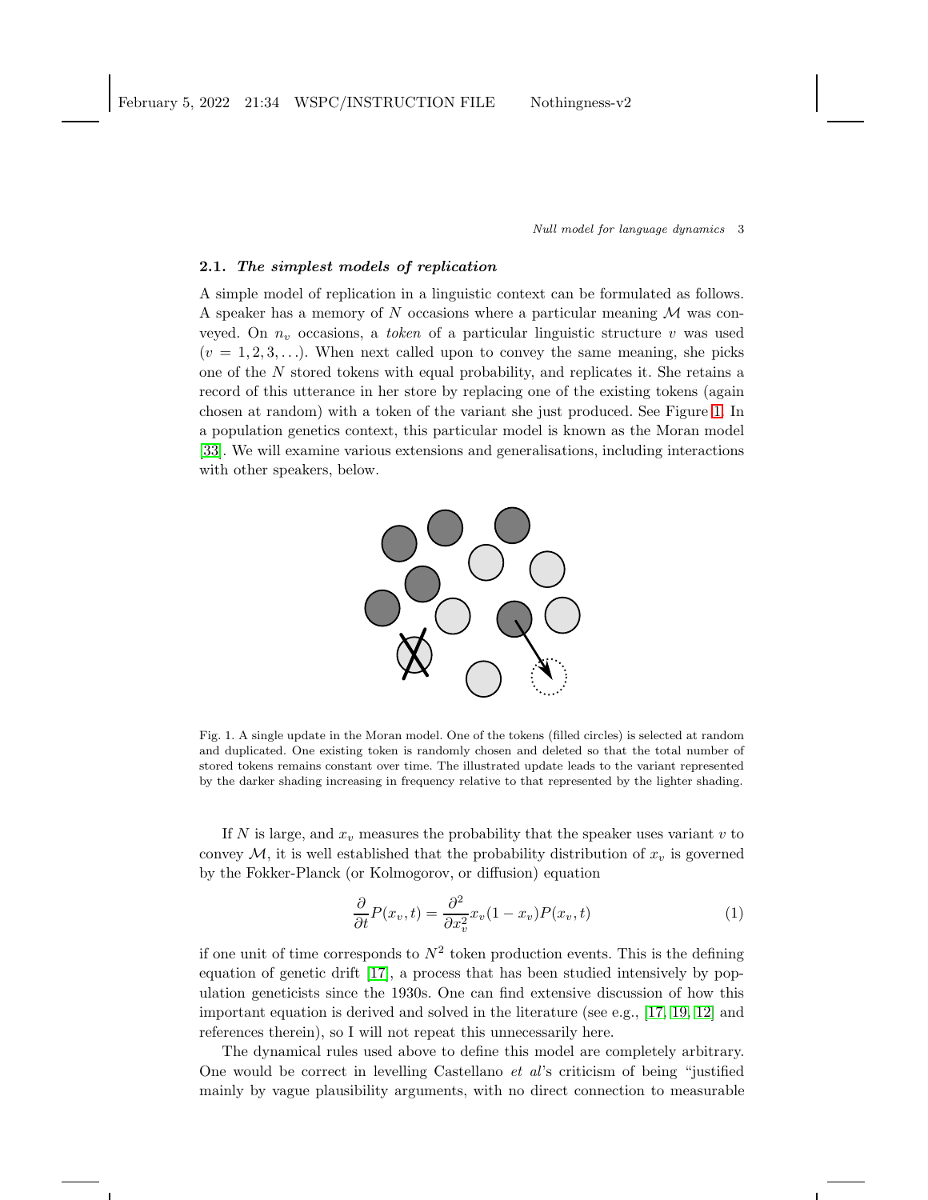### 2.1. *The simplest models of replication*

A simple model of replication in a linguistic context can be formulated as follows. A speaker has a memory of $N$ occasions where a particular meaning $\mathcal{M}$ was conveyed. On $n_v$ occasions, a *token* of a particular linguistic structure $v$ was used ($v = 1, 2, 3, \ldots$). When next called upon to convey the same meaning, she picks one of the $N$ stored tokens with equal probability, and replicates it. She retains a record of this utterance in her store by replacing one of the existing tokens (again chosen at random) with a token of the variant she just produced. See Figure 1. In a population genetics context, this particular model is known as the Moran model [33]. We will examine various extensions and generalisations, including interactions with other speakers, below.

Fig. 1. A single update in the Moran model. One of the tokens (filled circles) is selected at random and duplicated. One existing token is randomly chosen and deleted so that the total number of stored tokens remains constant over time. The illustrated update leads to the variant represented by the darker shading increasing in frequency relative to that represented by the lighter shading.

If $N$ is large, and $x_v$ measures the probability that the speaker uses variant $v$ to convey $\mathcal{M}$, it is well established that the probability distribution of $x_v$ is governed by the Fokker-Planck (or Kolmogorov, or diffusion) equation

$$\frac{\partial}{\partial t} P(x_v, t) = \frac{\partial^2}{\partial x_v^2} x_v(1 - x_v) P(x_v, t) \tag{1}$$

if one unit of time corresponds to $N^2$ token production events. This is the defining equation of genetic drift [17], a process that has been studied intensively by population geneticists since the 1930s. One can find extensive discussion of how this important equation is derived and solved in the literature (see e.g., [17, 19, 12] and references therein), so I will not repeat this unnecessarily here.

The dynamical rules used above to define this model are completely arbitrary. One would be correct in levelling Castellano *et al*'s criticism of being "justified mainly by vague plausibility arguments, with no direct connection to measurable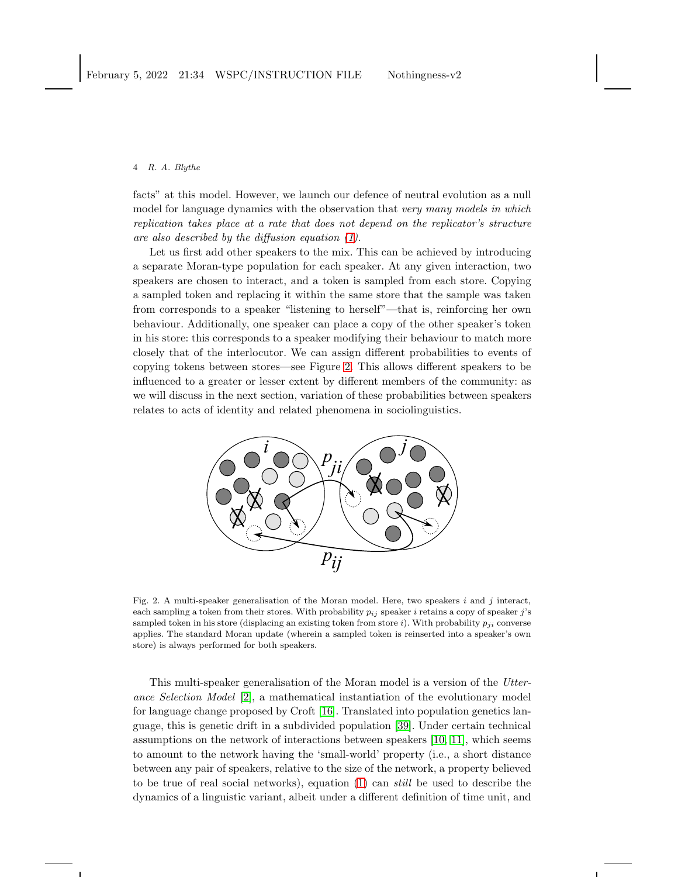facts" at this model. However, we launch our defence of neutral evolution as a null model for language dynamics with the observation that *very many models in which replication takes place at a rate that does not depend on the replicator's structure are also described by the diffusion equation (1).*

Let us first add other speakers to the mix. This can be achieved by introducing a separate Moran-type population for each speaker. At any given interaction, two speakers are chosen to interact, and a token is sampled from each store. Copying a sampled token and replacing it within the same store that the sample was taken from corresponds to a speaker "listening to herself"—that is, reinforcing her own behaviour. Additionally, one speaker can place a copy of the other speaker's token in his store: this corresponds to a speaker modifying their behaviour to match more closely that of the interlocutor. We can assign different probabilities to events of copying tokens between stores—see Figure 2. This allows different speakers to be influenced to a greater or lesser extent by different members of the community: as we will discuss in the next section, variation of these probabilities between speakers relates to acts of identity and related phenomena in sociolinguistics.

Fig. 2. A multi-speaker generalisation of the Moran model. Here, two speakers $i$ and $j$ interact, each sampling a token from their stores. With probability $p_{ij}$ speaker $i$ retains a copy of speaker $j$'s sampled token in his store (displacing an existing token from store $i$). With probability $p_{ji}$ converse applies. The standard Moran update (wherein a sampled token is reinserted into a speaker's own store) is always performed for both speakers.

This multi-speaker generalisation of the Moran model is a version of the *Utterance Selection Model* [2], a mathematical instantiation of the evolutionary model for language change proposed by Croft [16]. Translated into population genetics language, this is genetic drift in a subdivided population [39]. Under certain technical assumptions on the network of interactions between speakers [10, 11], which seems to amount to the network having the 'small-world' property (i.e., a short distance between any pair of speakers, relative to the size of the network, a property believed to be true of real social networks), equation (1) can *still* be used to describe the dynamics of a linguistic variant, albeit under a different definition of time unit, and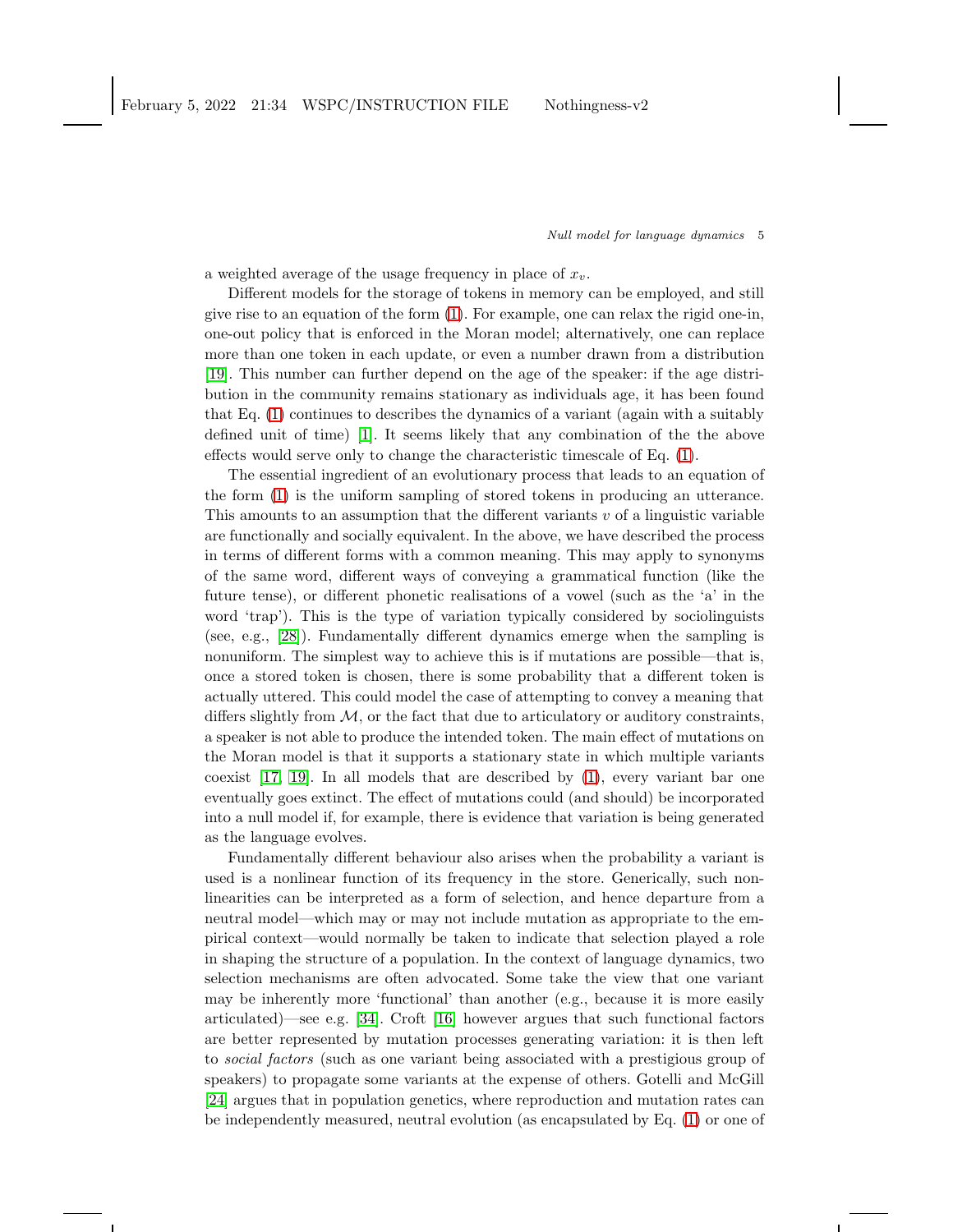a weighted average of the usage frequency in place of $x_v$.

Different models for the storage of tokens in memory can be employed, and still give rise to an equation of the form (1). For example, one can relax the rigid one-in, one-out policy that is enforced in the Moran model; alternatively, one can replace more than one token in each update, or even a number drawn from a distribution [19]. This number can further depend on the age of the speaker: if the age distribution in the community remains stationary as individuals age, it has been found that Eq. (1) continues to describes the dynamics of a variant (again with a suitably defined unit of time) [1]. It seems likely that any combination of the the above effects would serve only to change the characteristic timescale of Eq. (1).

The essential ingredient of an evolutionary process that leads to an equation of the form (1) is the uniform sampling of stored tokens in producing an utterance. This amounts to an assumption that the different variants $v$ of a linguistic variable are functionally and socially equivalent. In the above, we have described the process in terms of different forms with a common meaning. This may apply to synonyms of the same word, different ways of conveying a grammatical function (like the future tense), or different phonetic realisations of a vowel (such as the 'a' in the word 'trap'). This is the type of variation typically considered by sociolinguists (see, e.g., [28]). Fundamentally different dynamics emerge when the sampling is nonuniform. The simplest way to achieve this is if mutations are possible—that is, once a stored token is chosen, there is some probability that a different token is actually uttered. This could model the case of attempting to convey a meaning that differs slightly from $\mathcal{M}$, or the fact that due to articulatory or auditory constraints, a speaker is not able to produce the intended token. The main effect of mutations on the Moran model is that it supports a stationary state in which multiple variants coexist [17, 19]. In all models that are described by (1), every variant bar one eventually goes extinct. The effect of mutations could (and should) be incorporated into a null model if, for example, there is evidence that variation is being generated as the language evolves.

Fundamentally different behaviour also arises when the probability a variant is used is a nonlinear function of its frequency in the store. Generically, such nonlinearities can be interpreted as a form of selection, and hence departure from a neutral model—which may or may not include mutation as appropriate to the empirical context—would normally be taken to indicate that selection played a role in shaping the structure of a population. In the context of language dynamics, two selection mechanisms are often advocated. Some take the view that one variant may be inherently more 'functional' than another (e.g., because it is more easily articulated)—see e.g. [34]. Croft [16] however argues that such functional factors are better represented by mutation processes generating variation: it is then left to *social factors* (such as one variant being associated with a prestigious group of speakers) to propagate some variants at the expense of others. Gotelli and McGill [24] argues that in population genetics, where reproduction and mutation rates can be independently measured, neutral evolution (as encapsulated by Eq. (1) or one of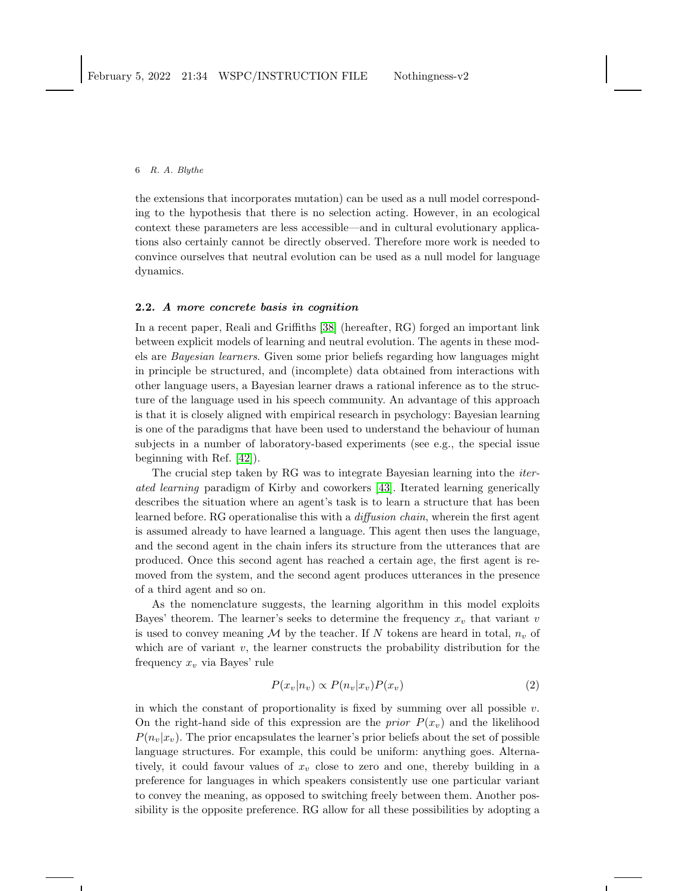the extensions that incorporates mutation) can be used as a null model corresponding to the hypothesis that there is no selection acting. However, in an ecological context these parameters are less accessible—and in cultural evolutionary applications also certainly cannot be directly observed. Therefore more work is needed to convince ourselves that neutral evolution can be used as a null model for language dynamics.

### 2.2. *A more concrete basis in cognition*

In a recent paper, Reali and Griffiths [38] (hereafter, RG) forged an important link between explicit models of learning and neutral evolution. The agents in these models are *Bayesian learners*. Given some prior beliefs regarding how languages might in principle be structured, and (incomplete) data obtained from interactions with other language users, a Bayesian learner draws a rational inference as to the structure of the language used in his speech community. An advantage of this approach is that it is closely aligned with empirical research in psychology: Bayesian learning is one of the paradigms that have been used to understand the behaviour of human subjects in a number of laboratory-based experiments (see e.g., the special issue beginning with Ref. [42]).

The crucial step taken by RG was to integrate Bayesian learning into the *iterated learning* paradigm of Kirby and coworkers [43]. Iterated learning generically describes the situation where an agent's task is to learn a structure that has been learned before. RG operationalise this with a *diffusion chain*, wherein the first agent is assumed already to have learned a language. This agent then uses the language, and the second agent in the chain infers its structure from the utterances that are produced. Once this second agent has reached a certain age, the first agent is removed from the system, and the second agent produces utterances in the presence of a third agent and so on.

As the nomenclature suggests, the learning algorithm in this model exploits Bayes' theorem. The learner's seeks to determine the frequency $x_v$ that variant $v$ is used to convey meaning $\mathcal{M}$ by the teacher. If $N$ tokens are heard in total, $n_v$ of which are of variant $v$, the learner constructs the probability distribution for the frequency $x_v$ via Bayes' rule

$$P(x_v|n_v) \propto P(n_v|x_v)P(x_v) \tag{2}$$

in which the constant of proportionality is fixed by summing over all possible $v$. On the right-hand side of this expression are the *prior* $P(x_v)$ and the likelihood $P(n_v|x_v)$. The prior encapsulates the learner's prior beliefs about the set of possible language structures. For example, this could be uniform: anything goes. Alternatively, it could favour values of $x_v$ close to zero and one, thereby building in a preference for languages in which speakers consistently use one particular variant to convey the meaning, as opposed to switching freely between them. Another possibility is the opposite preference. RG allow for all these possibilities by adopting a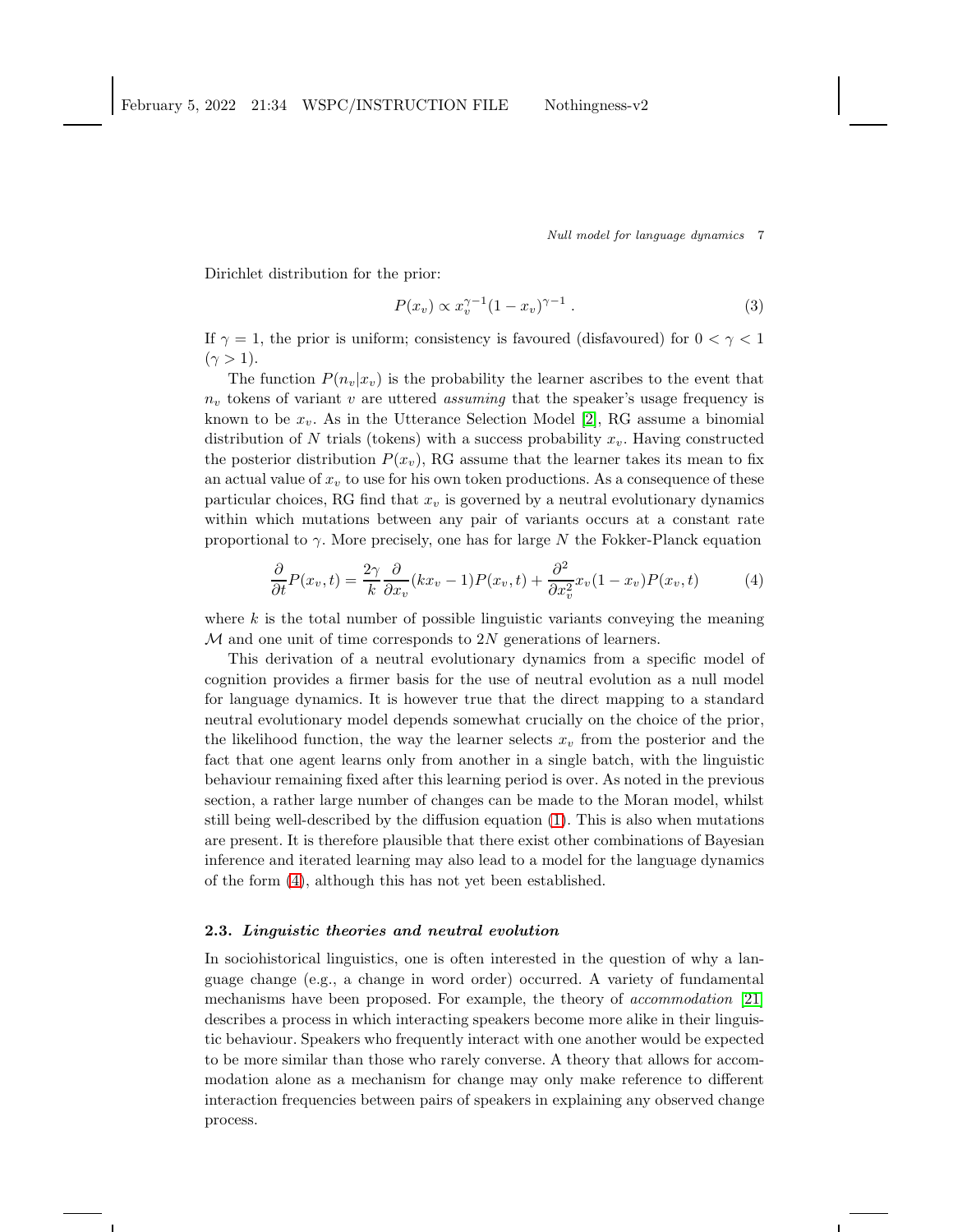Dirichlet distribution for the prior:

$$P(x_v) \propto x_v^{\gamma-1}(1-x_v)^{\gamma-1} . \tag{3}$$

If $\gamma = 1$, the prior is uniform; consistency is favoured (disfavoured) for $0 < \gamma < 1$ ($\gamma > 1$).

The function $P(n_v|x_v)$ is the probability the learner ascribes to the event that $n_v$ tokens of variant $v$ are uttered *assuming* that the speaker's usage frequency is known to be $x_v$. As in the Utterance Selection Model [2], RG assume a binomial distribution of $N$ trials (tokens) with a success probability $x_v$. Having constructed the posterior distribution $P(x_v)$, RG assume that the learner takes its mean to fix an actual value of $x_v$ to use for his own token productions. As a consequence of these particular choices, RG find that $x_v$ is governed by a neutral evolutionary dynamics within which mutations between any pair of variants occurs at a constant rate proportional to $\gamma$. More precisely, one has for large $N$ the Fokker-Planck equation

$$\frac{\partial}{\partial t}P(x_v, t) = \frac{2\gamma}{k}\frac{\partial}{\partial x_v}(kx_v - 1)P(x_v, t) + \frac{\partial^2}{\partial x_v^2}x_v(1-x_v)P(x_v, t) \tag{4}$$

where $k$ is the total number of possible linguistic variants conveying the meaning $\mathcal{M}$ and one unit of time corresponds to $2N$ generations of learners.

This derivation of a neutral evolutionary dynamics from a specific model of cognition provides a firmer basis for the use of neutral evolution as a null model for language dynamics. It is however true that the direct mapping to a standard neutral evolutionary model depends somewhat crucially on the choice of the prior, the likelihood function, the way the learner selects $x_v$ from the posterior and the fact that one agent learns only from another in a single batch, with the linguistic behaviour remaining fixed after this learning period is over. As noted in the previous section, a rather large number of changes can be made to the Moran model, whilst still being well-described by the diffusion equation (1). This is also when mutations are present. It is therefore plausible that there exist other combinations of Bayesian inference and iterated learning may also lead to a model for the language dynamics of the form (4), although this has not yet been established.

### 2.3. *Linguistic theories and neutral evolution*

In sociohistorical linguistics, one is often interested in the question of why a language change (e.g., a change in word order) occurred. A variety of fundamental mechanisms have been proposed. For example, the theory of *accommodation* [21] describes a process in which interacting speakers become more alike in their linguistic behaviour. Speakers who frequently interact with one another would be expected to be more similar than those who rarely converse. A theory that allows for accommodation alone as a mechanism for change may only make reference to different interaction frequencies between pairs of speakers in explaining any observed change process.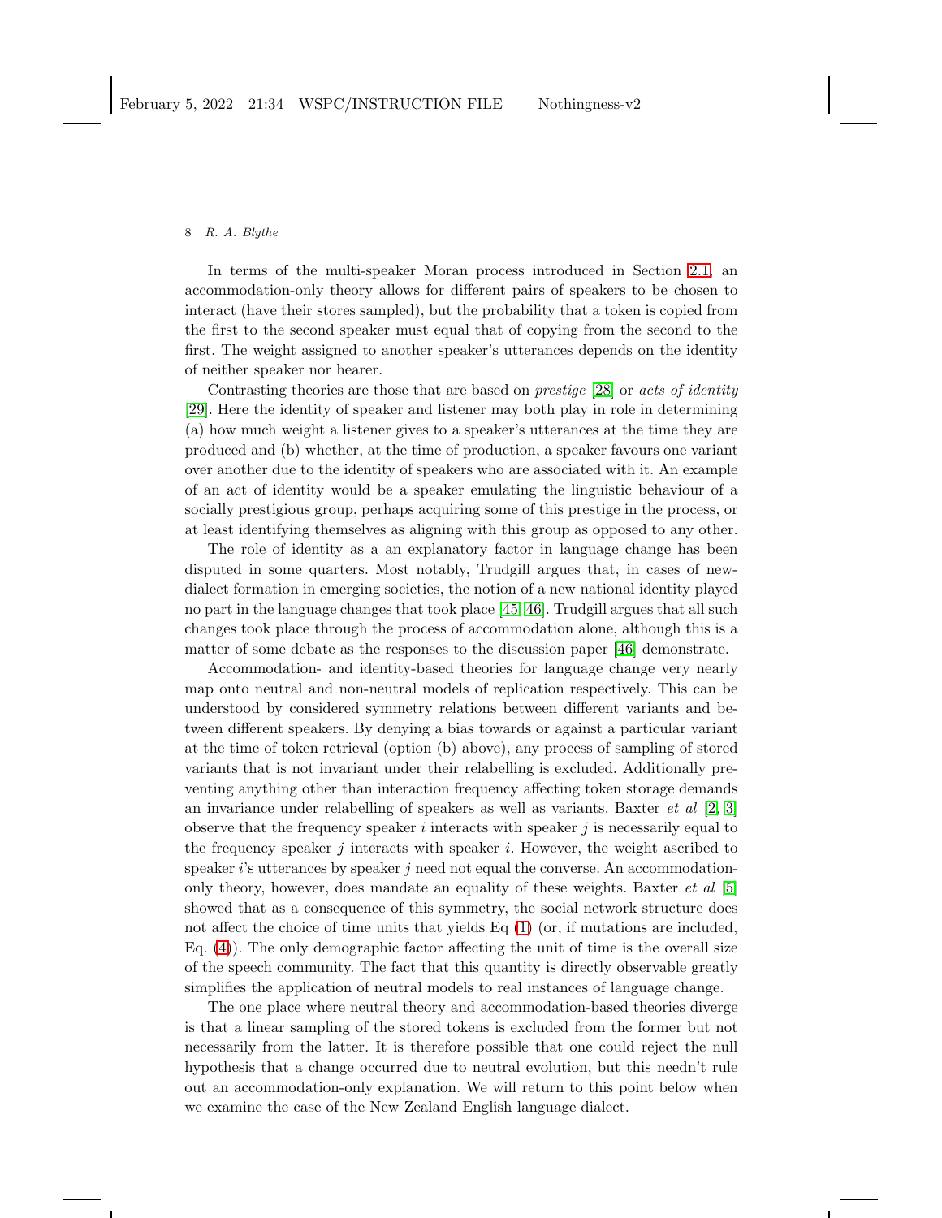In terms of the multi-speaker Moran process introduced in Section 2.1, an accommodation-only theory allows for different pairs of speakers to be chosen to interact (have their stores sampled), but the probability that a token is copied from the first to the second speaker must equal that of copying from the second to the first. The weight assigned to another speaker's utterances depends on the identity of neither speaker nor hearer.

Contrasting theories are those that are based on *prestige* [28] or *acts of identity* [29]. Here the identity of speaker and listener may both play in role in determining (a) how much weight a listener gives to a speaker's utterances at the time they are produced and (b) whether, at the time of production, a speaker favours one variant over another due to the identity of speakers who are associated with it. An example of an act of identity would be a speaker emulating the linguistic behaviour of a socially prestigious group, perhaps acquiring some of this prestige in the process, or at least identifying themselves as aligning with this group as opposed to any other.

The role of identity as a an explanatory factor in language change has been disputed in some quarters. Most notably, Trudgill argues that, in cases of new-dialect formation in emerging societies, the notion of a new national identity played no part in the language changes that took place [45, 46]. Trudgill argues that all such changes took place through the process of accommodation alone, although this is a matter of some debate as the responses to the discussion paper [46] demonstrate.

Accommodation- and identity-based theories for language change very nearly map onto neutral and non-neutral models of replication respectively. This can be understood by considered symmetry relations between different variants and between different speakers. By denying a bias towards or against a particular variant at the time of token retrieval (option (b) above), any process of sampling of stored variants that is not invariant under their relabelling is excluded. Additionally preventing anything other than interaction frequency affecting token storage demands an invariance under relabelling of speakers as well as variants. Baxter *et al* [2, 3] observe that the frequency speaker $i$ interacts with speaker $j$ is necessarily equal to the frequency speaker $j$ interacts with speaker $i$. However, the weight ascribed to speaker $i$'s utterances by speaker $j$ need not equal the converse. An accommodation-only theory, however, does mandate an equality of these weights. Baxter *et al* [5] showed that as a consequence of this symmetry, the social network structure does not affect the choice of time units that yields Eq (1) (or, if mutations are included, Eq. (4)). The only demographic factor affecting the unit of time is the overall size of the speech community. The fact that this quantity is directly observable greatly simplifies the application of neutral models to real instances of language change.

The one place where neutral theory and accommodation-based theories diverge is that a linear sampling of the stored tokens is excluded from the former but not necessarily from the latter. It is therefore possible that one could reject the null hypothesis that a change occurred due to neutral evolution, but this needn't rule out an accommodation-only explanation. We will return to this point below when we examine the case of the New Zealand English language dialect.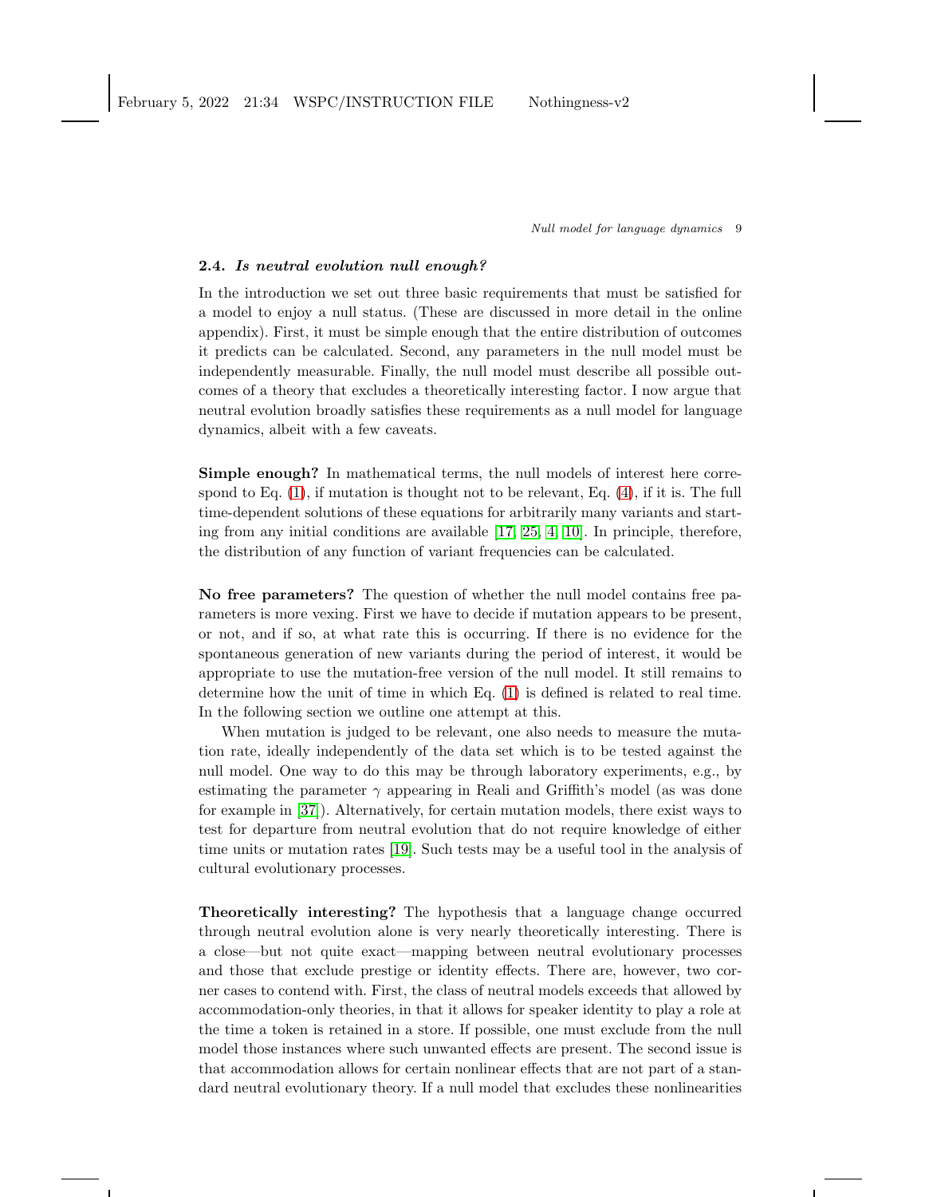### 2.4. *Is neutral evolution null enough?*

In the introduction we set out three basic requirements that must be satisfied for a model to enjoy a null status. (These are discussed in more detail in the online appendix). First, it must be simple enough that the entire distribution of outcomes it predicts can be calculated. Second, any parameters in the null model must be independently measurable. Finally, the null model must describe all possible outcomes of a theory that excludes a theoretically interesting factor. I now argue that neutral evolution broadly satisfies these requirements as a null model for language dynamics, albeit with a few caveats.

**Simple enough?** In mathematical terms, the null models of interest here correspond to Eq. (1), if mutation is thought not to be relevant, Eq. (4), if it is. The full time-dependent solutions of these equations for arbitrarily many variants and starting from any initial conditions are available [17, 25, 4, 10]. In principle, therefore, the distribution of any function of variant frequencies can be calculated.

**No free parameters?** The question of whether the null model contains free parameters is more vexing. First we have to decide if mutation appears to be present, or not, and if so, at what rate this is occurring. If there is no evidence for the spontaneous generation of new variants during the period of interest, it would be appropriate to use the mutation-free version of the null model. It still remains to determine how the unit of time in which Eq. (1) is defined is related to real time. In the following section we outline one attempt at this.

When mutation is judged to be relevant, one also needs to measure the mutation rate, ideally independently of the data set which is to be tested against the null model. One way to do this may be through laboratory experiments, e.g., by estimating the parameter $\gamma$ appearing in Reali and Griffith's model (as was done for example in [37]). Alternatively, for certain mutation models, there exist ways to test for departure from neutral evolution that do not require knowledge of either time units or mutation rates [19]. Such tests may be a useful tool in the analysis of cultural evolutionary processes.

**Theoretically interesting?** The hypothesis that a language change occurred through neutral evolution alone is very nearly theoretically interesting. There is a close—but not quite exact—mapping between neutral evolutionary processes and those that exclude prestige or identity effects. There are, however, two corner cases to contend with. First, the class of neutral models exceeds that allowed by accommodation-only theories, in that it allows for speaker identity to play a role at the time a token is retained in a store. If possible, one must exclude from the null model those instances where such unwanted effects are present. The second issue is that accommodation allows for certain nonlinear effects that are not part of a standard neutral evolutionary theory. If a null model that excludes these nonlinearities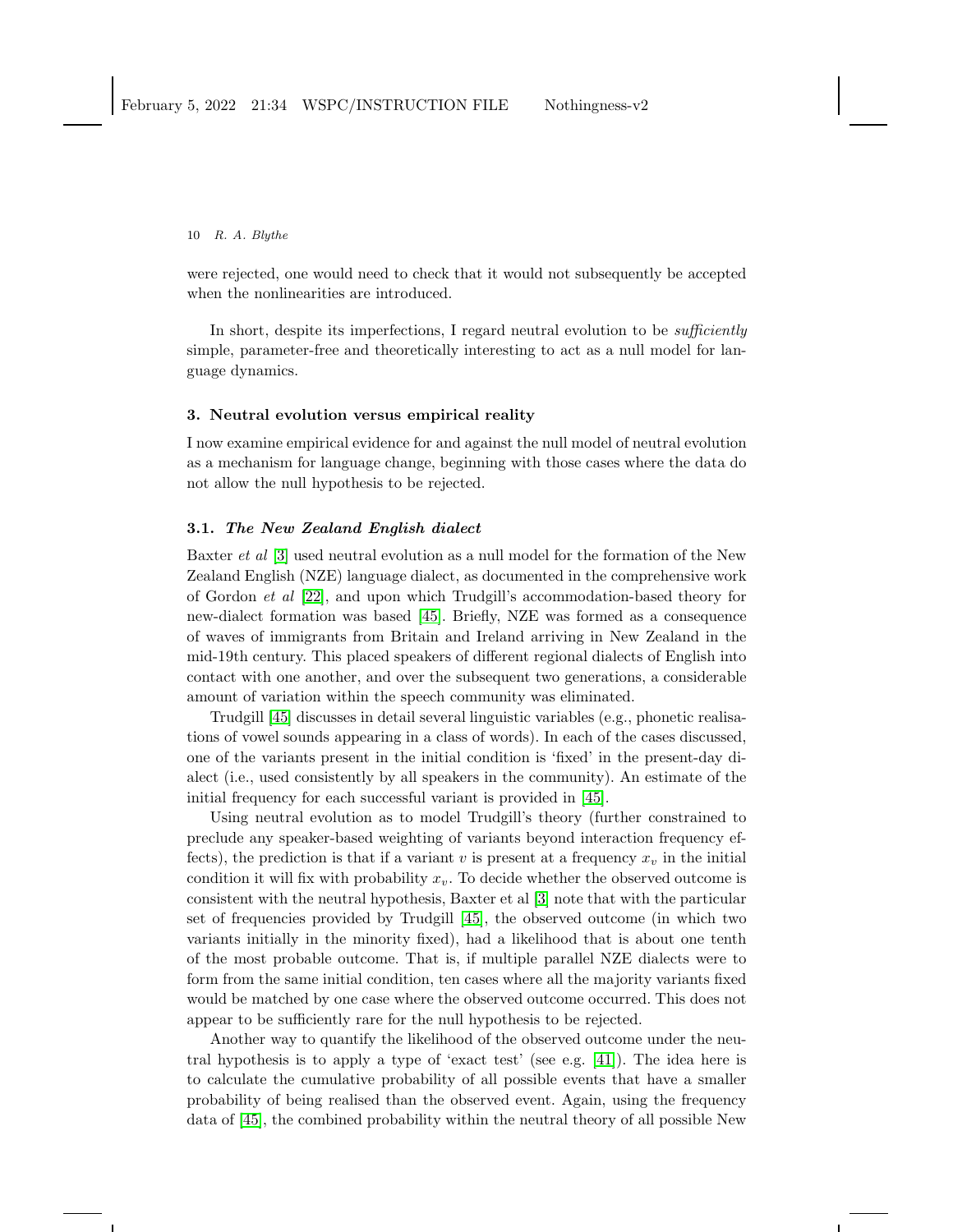were rejected, one would need to check that it would not subsequently be accepted when the nonlinearities are introduced.

In short, despite its imperfections, I regard neutral evolution to be *sufficiently* simple, parameter-free and theoretically interesting to act as a null model for language dynamics.

## 3. Neutral evolution versus empirical reality

I now examine empirical evidence for and against the null model of neutral evolution as a mechanism for language change, beginning with those cases where the data do not allow the null hypothesis to be rejected.

### 3.1. *The New Zealand English dialect*

Baxter *et al* [3] used neutral evolution as a null model for the formation of the New Zealand English (NZE) language dialect, as documented in the comprehensive work of Gordon *et al* [22], and upon which Trudgill's accommodation-based theory for new-dialect formation was based [45]. Briefly, NZE was formed as a consequence of waves of immigrants from Britain and Ireland arriving in New Zealand in the mid-19th century. This placed speakers of different regional dialects of English into contact with one another, and over the subsequent two generations, a considerable amount of variation within the speech community was eliminated.

Trudgill [45] discusses in detail several linguistic variables (e.g., phonetic realisations of vowel sounds appearing in a class of words). In each of the cases discussed, one of the variants present in the initial condition is 'fixed' in the present-day dialect (i.e., used consistently by all speakers in the community). An estimate of the initial frequency for each successful variant is provided in [45].

Using neutral evolution as to model Trudgill's theory (further constrained to preclude any speaker-based weighting of variants beyond interaction frequency effects), the prediction is that if a variant $v$ is present at a frequency $x_v$ in the initial condition it will fix with probability $x_v$. To decide whether the observed outcome is consistent with the neutral hypothesis, Baxter et al [3] note that with the particular set of frequencies provided by Trudgill [45], the observed outcome (in which two variants initially in the minority fixed), had a likelihood that is about one tenth of the most probable outcome. That is, if multiple parallel NZE dialects were to form from the same initial condition, ten cases where all the majority variants fixed would be matched by one case where the observed outcome occurred. This does not appear to be sufficiently rare for the null hypothesis to be rejected.

Another way to quantify the likelihood of the observed outcome under the neutral hypothesis is to apply a type of 'exact test' (see e.g. [41]). The idea here is to calculate the cumulative probability of all possible events that have a smaller probability of being realised than the observed event. Again, using the frequency data of [45], the combined probability within the neutral theory of all possible New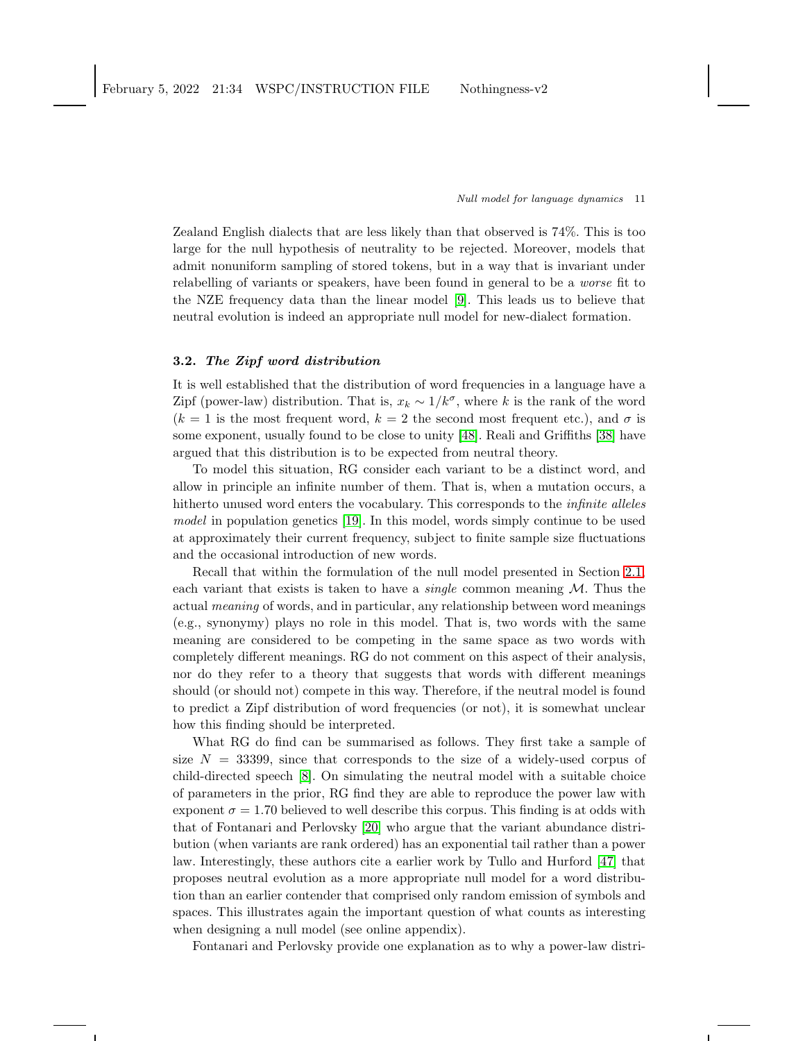Zealand English dialects that are less likely than that observed is 74%. This is too large for the null hypothesis of neutrality to be rejected. Moreover, models that admit nonuniform sampling of stored tokens, but in a way that is invariant under relabelling of variants or speakers, have been found in general to be a *worse* fit to the NZE frequency data than the linear model [9]. This leads us to believe that neutral evolution is indeed an appropriate null model for new-dialect formation.

### 3.2. *The Zipf word distribution*

It is well established that the distribution of word frequencies in a language have a Zipf (power-law) distribution. That is, $x_k \sim 1/k^\sigma$, where $k$ is the rank of the word ($k = 1$ is the most frequent word, $k = 2$ the second most frequent etc.), and $\sigma$ is some exponent, usually found to be close to unity [48]. Reali and Griffiths [38] have argued that this distribution is to be expected from neutral theory.

To model this situation, RG consider each variant to be a distinct word, and allow in principle an infinite number of them. That is, when a mutation occurs, a hitherto unused word enters the vocabulary. This corresponds to the *infinite alleles model* in population genetics [19]. In this model, words simply continue to be used at approximately their current frequency, subject to finite sample size fluctuations and the occasional introduction of new words.

Recall that within the formulation of the null model presented in Section 2.1, each variant that exists is taken to have a *single* common meaning $\mathcal{M}$. Thus the actual *meaning* of words, and in particular, any relationship between word meanings (e.g., synonymy) plays no role in this model. That is, two words with the same meaning are considered to be competing in the same space as two words with completely different meanings. RG do not comment on this aspect of their analysis, nor do they refer to a theory that suggests that words with different meanings should (or should not) compete in this way. Therefore, if the neutral model is found to predict a Zipf distribution of word frequencies (or not), it is somewhat unclear how this finding should be interpreted.

What RG do find can be summarised as follows. They first take a sample of size $N = 33399$, since that corresponds to the size of a widely-used corpus of child-directed speech [8]. On simulating the neutral model with a suitable choice of parameters in the prior, RG find they are able to reproduce the power law with exponent $\sigma = 1.70$ believed to well describe this corpus. This finding is at odds with that of Fontanari and Perlovsky [20] who argue that the variant abundance distribution (when variants are rank ordered) has an exponential tail rather than a power law. Interestingly, these authors cite a earlier work by Tullo and Hurford [47] that proposes neutral evolution as a more appropriate null model for a word distribution than an earlier contender that comprised only random emission of symbols and spaces. This illustrates again the important question of what counts as interesting when designing a null model (see online appendix).

Fontanari and Perlovsky provide one explanation as to why a power-law distri-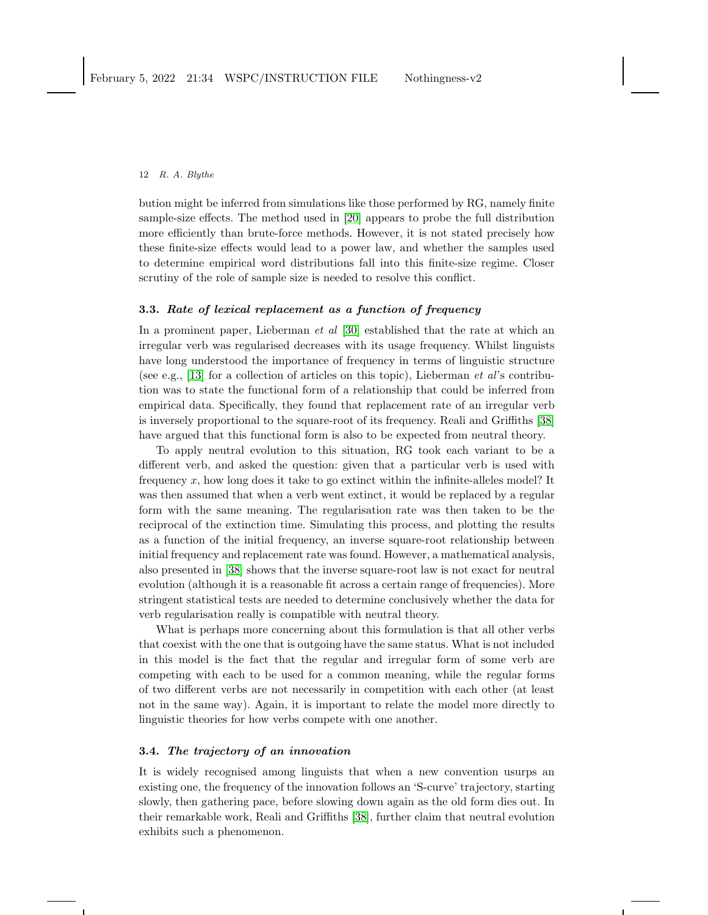bution might be inferred from simulations like those performed by RG, namely finite sample-size effects. The method used in [20] appears to probe the full distribution more efficiently than brute-force methods. However, it is not stated precisely how these finite-size effects would lead to a power law, and whether the samples used to determine empirical word distributions fall into this finite-size regime. Closer scrutiny of the role of sample size is needed to resolve this conflict.

### 3.3. *Rate of lexical replacement as a function of frequency*

In a prominent paper, Lieberman *et al* [30] established that the rate at which an irregular verb was regularised decreases with its usage frequency. Whilst linguists have long understood the importance of frequency in terms of linguistic structure (see e.g., [13] for a collection of articles on this topic), Lieberman *et al*'s contribution was to state the functional form of a relationship that could be inferred from empirical data. Specifically, they found that replacement rate of an irregular verb is inversely proportional to the square-root of its frequency. Reali and Griffiths [38] have argued that this functional form is also to be expected from neutral theory.

To apply neutral evolution to this situation, RG took each variant to be a different verb, and asked the question: given that a particular verb is used with frequency $x$, how long does it take to go extinct within the infinite-alleles model? It was then assumed that when a verb went extinct, it would be replaced by a regular form with the same meaning. The regularisation rate was then taken to be the reciprocal of the extinction time. Simulating this process, and plotting the results as a function of the initial frequency, an inverse square-root relationship between initial frequency and replacement rate was found. However, a mathematical analysis, also presented in [38] shows that the inverse square-root law is not exact for neutral evolution (although it is a reasonable fit across a certain range of frequencies). More stringent statistical tests are needed to determine conclusively whether the data for verb regularisation really is compatible with neutral theory.

What is perhaps more concerning about this formulation is that all other verbs that coexist with the one that is outgoing have the same status. What is not included in this model is the fact that the regular and irregular form of some verb are competing with each to be used for a common meaning, while the regular forms of two different verbs are not necessarily in competition with each other (at least not in the same way). Again, it is important to relate the model more directly to linguistic theories for how verbs compete with one another.

### 3.4. *The trajectory of an innovation*

It is widely recognised among linguists that when a new convention usurps an existing one, the frequency of the innovation follows an 'S-curve' trajectory, starting slowly, then gathering pace, before slowing down again as the old form dies out. In their remarkable work, Reali and Griffiths [38], further claim that neutral evolution exhibits such a phenomenon.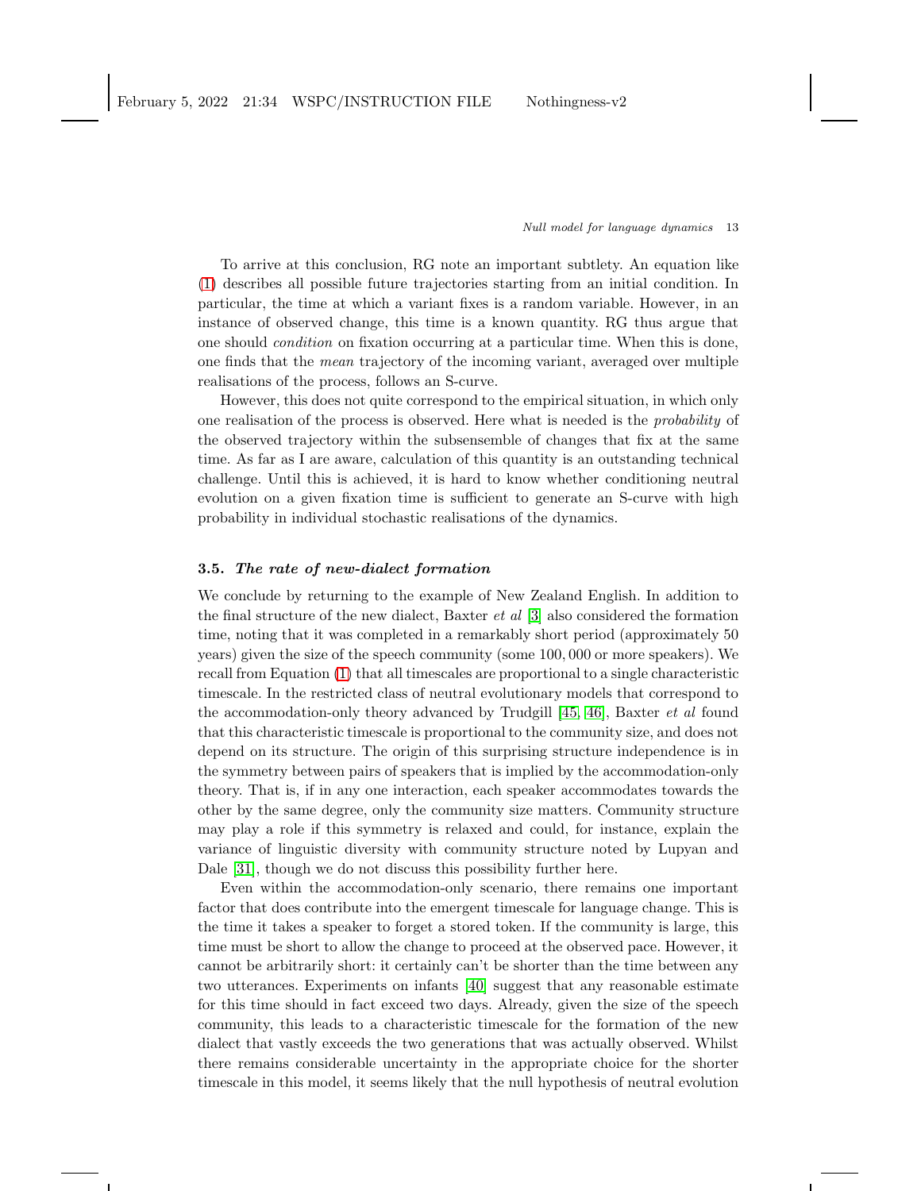To arrive at this conclusion, RG note an important subtlety. An equation like (1) describes all possible future trajectories starting from an initial condition. In particular, the time at which a variant fixes is a random variable. However, in an instance of observed change, this time is a known quantity. RG thus argue that one should *condition* on fixation occurring at a particular time. When this is done, one finds that the *mean* trajectory of the incoming variant, averaged over multiple realisations of the process, follows an S-curve.

However, this does not quite correspond to the empirical situation, in which only one realisation of the process is observed. Here what is needed is the *probability* of the observed trajectory within the subsensemble of changes that fix at the same time. As far as I are aware, calculation of this quantity is an outstanding technical challenge. Until this is achieved, it is hard to know whether conditioning neutral evolution on a given fixation time is sufficient to generate an S-curve with high probability in individual stochastic realisations of the dynamics.

### 3.5. *The rate of new-dialect formation*

We conclude by returning to the example of New Zealand English. In addition to the final structure of the new dialect, Baxter *et al* [3] also considered the formation time, noting that it was completed in a remarkably short period (approximately 50 years) given the size of the speech community (some 100,000 or more speakers). We recall from Equation (1) that all timescales are proportional to a single characteristic timescale. In the restricted class of neutral evolutionary models that correspond to the accommodation-only theory advanced by Trudgill [45, 46], Baxter *et al* found that this characteristic timescale is proportional to the community size, and does not depend on its structure. The origin of this surprising structure independence is in the symmetry between pairs of speakers that is implied by the accommodation-only theory. That is, if in any one interaction, each speaker accommodates towards the other by the same degree, only the community size matters. Community structure may play a role if this symmetry is relaxed and could, for instance, explain the variance of linguistic diversity with community structure noted by Lupyan and Dale [31], though we do not discuss this possibility further here.

Even within the accommodation-only scenario, there remains one important factor that does contribute into the emergent timescale for language change. This is the time it takes a speaker to forget a stored token. If the community is large, this time must be short to allow the change to proceed at the observed pace. However, it cannot be arbitrarily short: it certainly can't be shorter than the time between any two utterances. Experiments on infants [40] suggest that any reasonable estimate for this time should in fact exceed two days. Already, given the size of the speech community, this leads to a characteristic timescale for the formation of the new dialect that vastly exceeds the two generations that was actually observed. Whilst there remains considerable uncertainty in the appropriate choice for the shorter timescale in this model, it seems likely that the null hypothesis of neutral evolution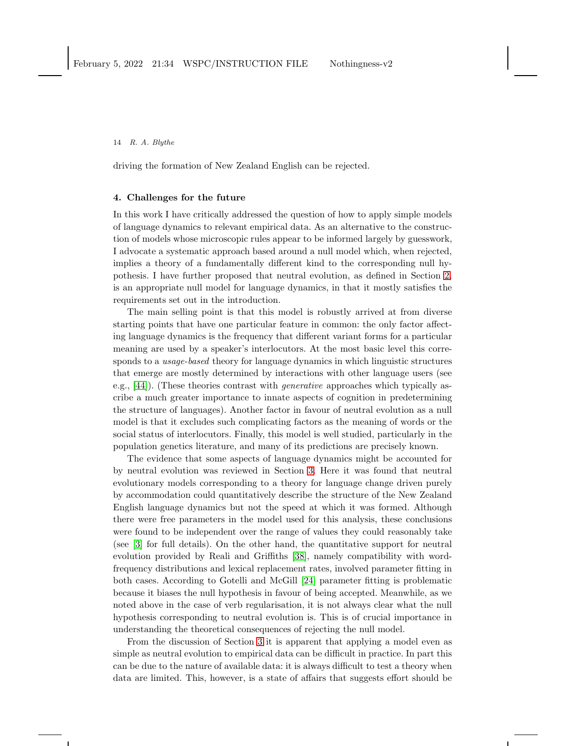driving the formation of New Zealand English can be rejected.

## 4. Challenges for the future

In this work I have critically addressed the question of how to apply simple models of language dynamics to relevant empirical data. As an alternative to the construction of models whose microscopic rules appear to be informed largely by guesswork, I advocate a systematic approach based around a null model which, when rejected, implies a theory of a fundamentally different kind to the corresponding null hypothesis. I have further proposed that neutral evolution, as defined in Section 2, is an appropriate null model for language dynamics, in that it mostly satisfies the requirements set out in the introduction.

The main selling point is that this model is robustly arrived at from diverse starting points that have one particular feature in common: the only factor affecting language dynamics is the frequency that different variant forms for a particular meaning are used by a speaker's interlocutors. At the most basic level this corresponds to a *usage-based* theory for language dynamics in which linguistic structures that emerge are mostly determined by interactions with other language users (see e.g., [44]). (These theories contrast with *generative* approaches which typically ascribe a much greater importance to innate aspects of cognition in predetermining the structure of languages). Another factor in favour of neutral evolution as a null model is that it excludes such complicating factors as the meaning of words or the social status of interlocutors. Finally, this model is well studied, particularly in the population genetics literature, and many of its predictions are precisely known.

The evidence that some aspects of language dynamics might be accounted for by neutral evolution was reviewed in Section 3. Here it was found that neutral evolutionary models corresponding to a theory for language change driven purely by accommodation could quantitatively describe the structure of the New Zealand English language dynamics but not the speed at which it was formed. Although there were free parameters in the model used for this analysis, these conclusions were found to be independent over the range of values they could reasonably take (see [3] for full details). On the other hand, the quantitative support for neutral evolution provided by Reali and Griffiths [38], namely compatibility with word-frequency distributions and lexical replacement rates, involved parameter fitting in both cases. According to Gotelli and McGill [24] parameter fitting is problematic because it biases the null hypothesis in favour of being accepted. Meanwhile, as we noted above in the case of verb regularisation, it is not always clear what the null hypothesis corresponding to neutral evolution is. This is of crucial importance in understanding the theoretical consequences of rejecting the null model.

From the discussion of Section 3 it is apparent that applying a model even as simple as neutral evolution to empirical data can be difficult in practice. In part this can be due to the nature of available data: it is always difficult to test a theory when data are limited. This, however, is a state of affairs that suggests effort should be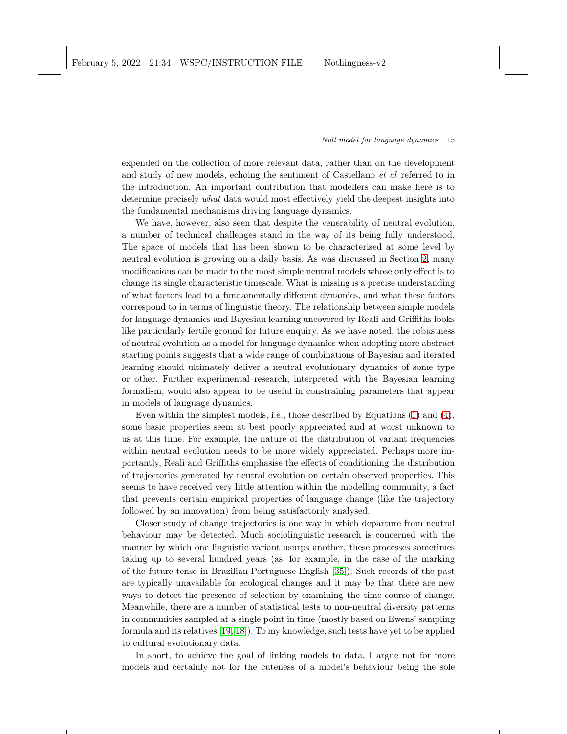expended on the collection of more relevant data, rather than on the development and study of new models, echoing the sentiment of Castellano *et al* referred to in the introduction. An important contribution that modellers can make here is to determine precisely *what* data would most effectively yield the deepest insights into the fundamental mechanisms driving language dynamics.

We have, however, also seen that despite the venerability of neutral evolution, a number of technical challenges stand in the way of its being fully understood. The space of models that has been shown to be characterised at some level by neutral evolution is growing on a daily basis. As was discussed in Section 2, many modifications can be made to the most simple neutral models whose only effect is to change its single characteristic timescale. What is missing is a precise understanding of what factors lead to a fundamentally different dynamics, and what these factors correspond to in terms of linguistic theory. The relationship between simple models for language dynamics and Bayesian learning uncovered by Reali and Griffiths looks like particularly fertile ground for future enquiry. As we have noted, the robustness of neutral evolution as a model for language dynamics when adopting more abstract starting points suggests that a wide range of combinations of Bayesian and iterated learning should ultimately deliver a neutral evolutionary dynamics of some type or other. Further experimental research, interpreted with the Bayesian learning formalism, would also appear to be useful in constraining parameters that appear in models of language dynamics.

Even within the simplest models, i.e., those described by Equations (1) and (4), some basic properties seem at best poorly appreciated and at worst unknown to us at this time. For example, the nature of the distribution of variant frequencies within neutral evolution needs to be more widely appreciated. Perhaps more importantly, Reali and Griffiths emphasise the effects of conditioning the distribution of trajectories generated by neutral evolution on certain observed properties. This seems to have received very little attention within the modelling community, a fact that prevents certain empirical properties of language change (like the trajectory followed by an innovation) from being satisfactorily analysed.

Closer study of change trajectories is one way in which departure from neutral behaviour may be detected. Much sociolinguistic research is concerned with the manner by which one linguistic variant usurps another, these processes sometimes taking up to several hundred years (as, for example, in the case of the marking of the future tense in Brazilian Portuguese English [35]). Such records of the past are typically unavailable for ecological changes and it may be that there are new ways to detect the presence of selection by examining the time-course of change. Meanwhile, there are a number of statistical tests to non-neutral diversity patterns in communities sampled at a single point in time (mostly based on Ewens' sampling formula and its relatives [19, 18]). To my knowledge, such tests have yet to be applied to cultural evolutionary data.

In short, to achieve the goal of linking models to data, I argue not for more models and certainly not for the cuteness of a model's behaviour being the sole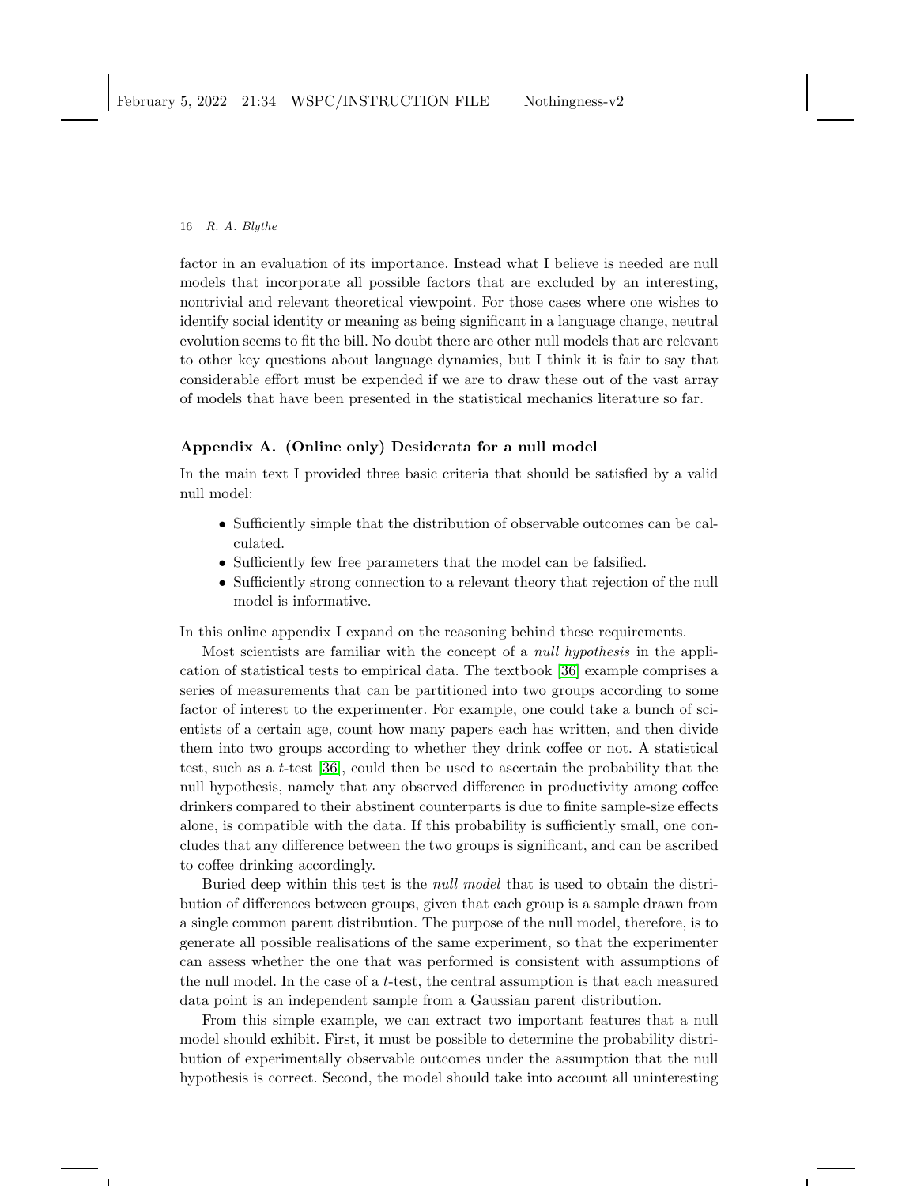factor in an evaluation of its importance. Instead what I believe is needed are null models that incorporate all possible factors that are excluded by an interesting, nontrivial and relevant theoretical viewpoint. For those cases where one wishes to identify social identity or meaning as being significant in a language change, neutral evolution seems to fit the bill. No doubt there are other null models that are relevant to other key questions about language dynamics, but I think it is fair to say that considerable effort must be expended if we are to draw these out of the vast array of models that have been presented in the statistical mechanics literature so far.

## Appendix A. (Online only) Desiderata for a null model

In the main text I provided three basic criteria that should be satisfied by a valid null model:

- Sufficiently simple that the distribution of observable outcomes can be calculated.
- Sufficiently few free parameters that the model can be falsified.
- Sufficiently strong connection to a relevant theory that rejection of the null model is informative.

In this online appendix I expand on the reasoning behind these requirements.

Most scientists are familiar with the concept of a *null hypothesis* in the application of statistical tests to empirical data. The textbook [36] example comprises a series of measurements that can be partitioned into two groups according to some factor of interest to the experimenter. For example, one could take a bunch of scientists of a certain age, count how many papers each has written, and then divide them into two groups according to whether they drink coffee or not. A statistical test, such as a $t$-test [36], could then be used to ascertain the probability that the null hypothesis, namely that any observed difference in productivity among coffee drinkers compared to their abstinent counterparts is due to finite sample-size effects alone, is compatible with the data. If this probability is sufficiently small, one concludes that any difference between the two groups is significant, and can be ascribed to coffee drinking accordingly.

Buried deep within this test is the *null model* that is used to obtain the distribution of differences between groups, given that each group is a sample drawn from a single common parent distribution. The purpose of the null model, therefore, is to generate all possible realisations of the same experiment, so that the experimenter can assess whether the one that was performed is consistent with assumptions of the null model. In the case of a $t$-test, the central assumption is that each measured data point is an independent sample from a Gaussian parent distribution.

From this simple example, we can extract two important features that a null model should exhibit. First, it must be possible to determine the probability distribution of experimentally observable outcomes under the assumption that the null hypothesis is correct. Second, the model should take into account all uninteresting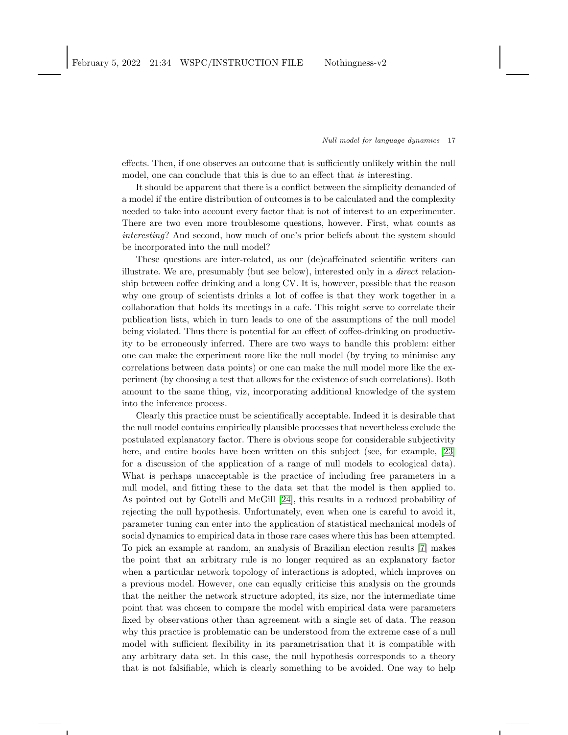effects. Then, if one observes an outcome that is sufficiently unlikely within the null model, one can conclude that this is due to an effect that *is* interesting.

It should be apparent that there is a conflict between the simplicity demanded of a model if the entire distribution of outcomes is to be calculated and the complexity needed to take into account every factor that is not of interest to an experimenter. There are two even more troublesome questions, however. First, what counts as *interesting*? And second, how much of one's prior beliefs about the system should be incorporated into the null model?

These questions are inter-related, as our (de)caffeinated scientific writers can illustrate. We are, presumably (but see below), interested only in a *direct* relationship between coffee drinking and a long CV. It is, however, possible that the reason why one group of scientists drinks a lot of coffee is that they work together in a collaboration that holds its meetings in a cafe. This might serve to correlate their publication lists, which in turn leads to one of the assumptions of the null model being violated. Thus there is potential for an effect of coffee-drinking on productivity to be erroneously inferred. There are two ways to handle this problem: either one can make the experiment more like the null model (by trying to minimise any correlations between data points) or one can make the null model more like the experiment (by choosing a test that allows for the existence of such correlations). Both amount to the same thing, viz, incorporating additional knowledge of the system into the inference process.

Clearly this practice must be scientifically acceptable. Indeed it is desirable that the null model contains empirically plausible processes that nevertheless exclude the postulated explanatory factor. There is obvious scope for considerable subjectivity here, and entire books have been written on this subject (see, for example, [23] for a discussion of the application of a range of null models to ecological data). What is perhaps unacceptable is the practice of including free parameters in a null model, and fitting these to the data set that the model is then applied to. As pointed out by Gotelli and McGill [24], this results in a reduced probability of rejecting the null hypothesis. Unfortunately, even when one is careful to avoid it, parameter tuning can enter into the application of statistical mechanical models of social dynamics to empirical data in those rare cases where this has been attempted. To pick an example at random, an analysis of Brazilian election results [7] makes the point that an arbitrary rule is no longer required as an explanatory factor when a particular network topology of interactions is adopted, which improves on a previous model. However, one can equally criticise this analysis on the grounds that the neither the network structure adopted, its size, nor the intermediate time point that was chosen to compare the model with empirical data were parameters fixed by observations other than agreement with a single set of data. The reason why this practice is problematic can be understood from the extreme case of a null model with sufficient flexibility in its parametrisation that it is compatible with any arbitrary data set. In this case, the null hypothesis corresponds to a theory that is not falsifiable, which is clearly something to be avoided. One way to help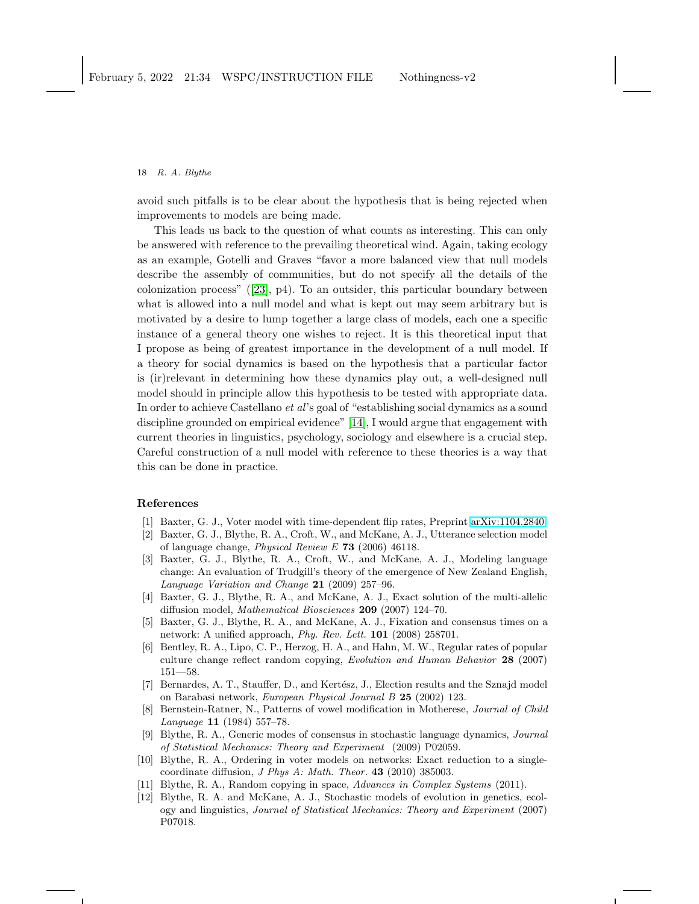avoid such pitfalls is to be clear about the hypothesis that is being rejected when improvements to models are being made.

This leads us back to the question of what counts as interesting. This can only be answered with reference to the prevailing theoretical wind. Again, taking ecology as an example, Gotelli and Graves "favor a more balanced view that null models describe the assembly of communities, but do not specify all the details of the colonization process" ([23], p4). To an outsider, this particular boundary between what is allowed into a null model and what is kept out may seem arbitrary but is motivated by a desire to lump together a large class of models, each one a specific instance of a general theory one wishes to reject. It is this theoretical input that I propose as being of greatest importance in the development of a null model. If a theory for social dynamics is based on the hypothesis that a particular factor is (ir)relevant in determining how these dynamics play out, a well-designed null model should in principle allow this hypothesis to be tested with appropriate data. In order to achieve Castellano *et al*'s goal of "establishing social dynamics as a sound discipline grounded on empirical evidence" [14], I would argue that engagement with current theories in linguistics, psychology, sociology and elsewhere is a crucial step. Careful construction of a null model with reference to these theories is a way that this can be done in practice.

## References

[1] Baxter, G. J., Voter model with time-dependent flip rates, Preprint arXiv:1104.2840.

[2] Baxter, G. J., Blythe, R. A., Croft, W., and McKane, A. J., Utterance selection model of language change, *Physical Review E* **73** (2006) 46118.

[3] Baxter, G. J., Blythe, R. A., Croft, W., and McKane, A. J., Modeling language change: An evaluation of Trudgill's theory of the emergence of New Zealand English, *Language Variation and Change* **21** (2009) 257–96.

[4] Baxter, G. J., Blythe, R. A., and McKane, A. J., Exact solution of the multi-allelic diffusion model, *Mathematical Biosciences* **209** (2007) 124–70.

[5] Baxter, G. J., Blythe, R. A., and McKane, A. J., Fixation and consensus times on a network: A unified approach, *Phy. Rev. Lett.* **101** (2008) 258701.

[6] Bentley, R. A., Lipo, C. P., Herzog, H. A., and Hahn, M. W., Regular rates of popular culture change reflect random copying, *Evolution and Human Behavior* **28** (2007) 151—58.

[7] Bernardes, A. T., Stauffer, D., and Kertész, J., Election results and the Sznajd model on Barabasi network, *European Physical Journal B* **25** (2002) 123.

[8] Bernstein-Ratner, N., Patterns of vowel modification in Motherese, *Journal of Child Language* **11** (1984) 557–78.

[9] Blythe, R. A., Generic modes of consensus in stochastic language dynamics, *Journal of Statistical Mechanics: Theory and Experiment* (2009) P02059.

[10] Blythe, R. A., Ordering in voter models on networks: Exact reduction to a single-coordinate diffusion, *J Phys A: Math. Theor.* **43** (2010) 385003.

[11] Blythe, R. A., Random copying in space, *Advances in Complex Systems* (2011).

[12] Blythe, R. A. and McKane, A. J., Stochastic models of evolution in genetics, ecology and linguistics, *Journal of Statistical Mechanics: Theory and Experiment* (2007) P07018.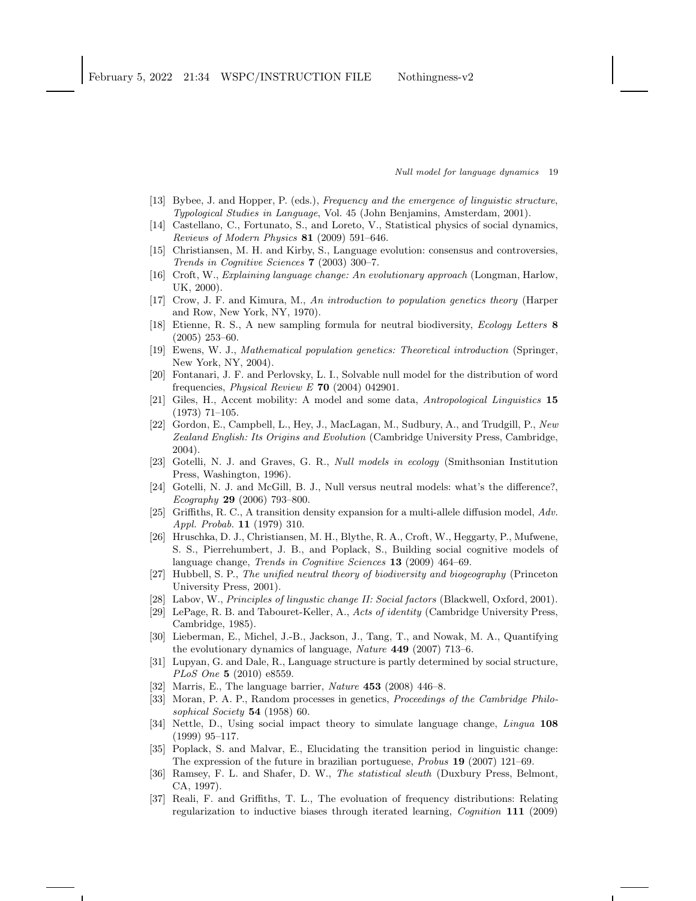[13] Bybee, J. and Hopper, P. (eds.), *Frequency and the emergence of linguistic structure*, *Typological Studies in Language*, Vol. 45 (John Benjamins, Amsterdam, 2001).

[14] Castellano, C., Fortunato, S., and Loreto, V., Statistical physics of social dynamics, *Reviews of Modern Physics* **81** (2009) 591–646.

[15] Christiansen, M. H. and Kirby, S., Language evolution: consensus and controversies, *Trends in Cognitive Sciences* **7** (2003) 300–7.

[16] Croft, W., *Explaining language change: An evolutionary approach* (Longman, Harlow, UK, 2000).

[17] Crow, J. F. and Kimura, M., *An introduction to population genetics theory* (Harper and Row, New York, NY, 1970).

[18] Etienne, R. S., A new sampling formula for neutral biodiversity, *Ecology Letters* **8** (2005) 253–60.

[19] Ewens, W. J., *Mathematical population genetics: Theoretical introduction* (Springer, New York, NY, 2004).

[20] Fontanari, J. F. and Perlovsky, L. I., Solvable null model for the distribution of word frequencies, *Physical Review E* **70** (2004) 042901.

[21] Giles, H., Accent mobility: A model and some data, *Antropological Linguistics* **15** (1973) 71–105.

[22] Gordon, E., Campbell, L., Hey, J., MacLagan, M., Sudbury, A., and Trudgill, P., *New Zealand English: Its Origins and Evolution* (Cambridge University Press, Cambridge, 2004).

[23] Gotelli, N. J. and Graves, G. R., *Null models in ecology* (Smithsonian Institution Press, Washington, 1996).

[24] Gotelli, N. J. and McGill, B. J., Null versus neutral models: what's the difference?, *Ecography* **29** (2006) 793–800.

[25] Griffiths, R. C., A transition density expansion for a multi-allele diffusion model, *Adv. Appl. Probab.* **11** (1979) 310.

[26] Hruschka, D. J., Christiansen, M. H., Blythe, R. A., Croft, W., Heggarty, P., Mufwene, S. S., Pierrehumbert, J. B., and Poplack, S., Building social cognitive models of language change, *Trends in Cognitive Sciences* **13** (2009) 464–69.

[27] Hubbell, S. P., *The unified neutral theory of biodiversity and biogeography* (Princeton University Press, 2001).

[28] Labov, W., *Principles of lingustic change II: Social factors* (Blackwell, Oxford, 2001).

[29] LePage, R. B. and Tabouret-Keller, A., *Acts of identity* (Cambridge University Press, Cambridge, 1985).

[30] Lieberman, E., Michel, J.-B., Jackson, J., Tang, T., and Nowak, M. A., Quantifying the evolutionary dynamics of language, *Nature* **449** (2007) 713–6.

[31] Lupyan, G. and Dale, R., Language structure is partly determined by social structure, *PLoS One* **5** (2010) e8559.

[32] Marris, E., The language barrier, *Nature* **453** (2008) 446–8.

[33] Moran, P. A. P., Random processes in genetics, *Proceedings of the Cambridge Philosophical Society* **54** (1958) 60.

[34] Nettle, D., Using social impact theory to simulate language change, *Lingua* **108** (1999) 95–117.

[35] Poplack, S. and Malvar, E., Elucidating the transition period in linguistic change: The expression of the future in brazilian portuguese, *Probus* **19** (2007) 121–69.

[36] Ramsey, F. L. and Shafer, D. W., *The statistical sleuth* (Duxbury Press, Belmont, CA, 1997).

[37] Reali, F. and Griffiths, T. L., The evoluation of frequency distributions: Relating regularization to inductive biases through iterated learning, *Cognition* **111** (2009)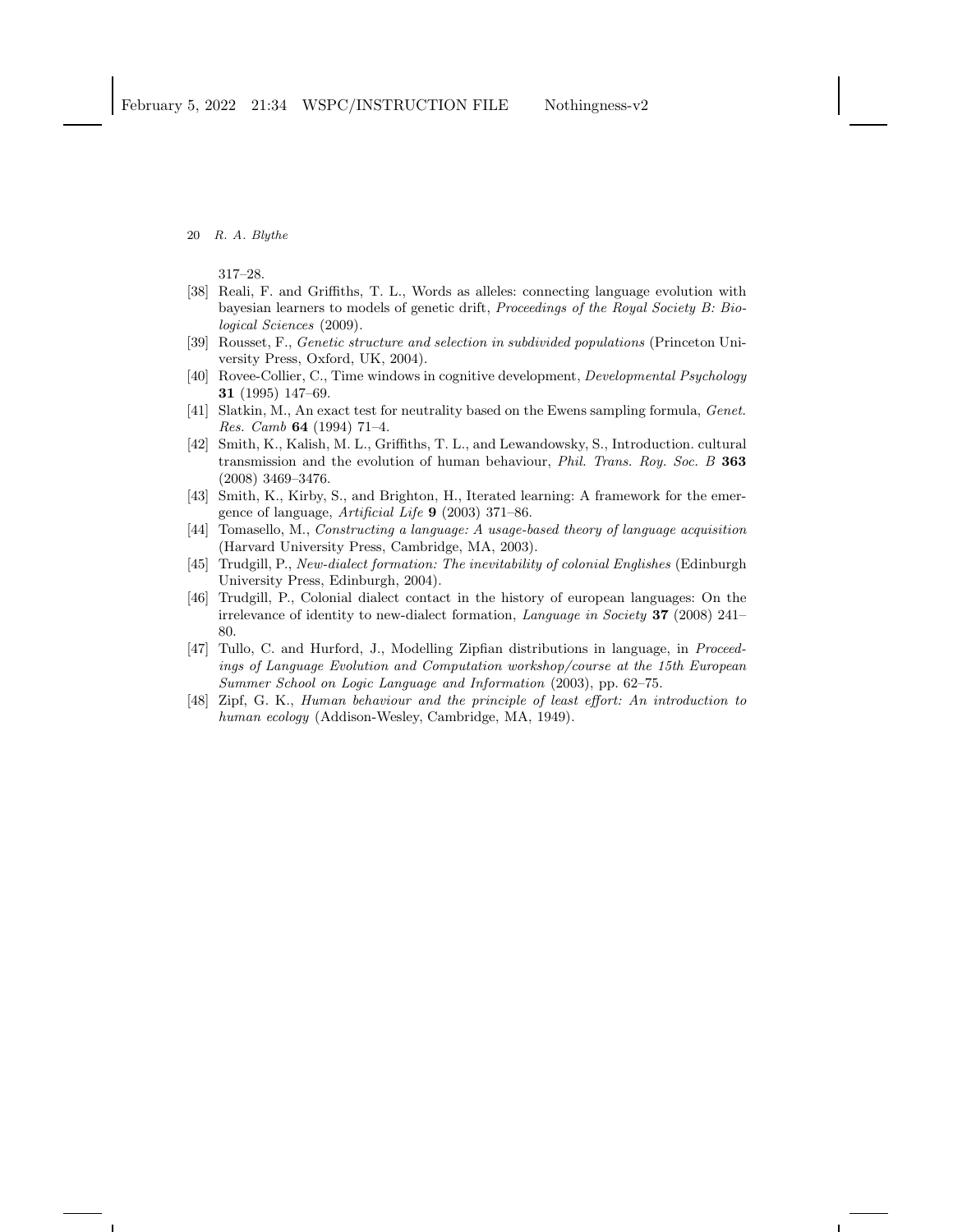317–28.

[38] Reali, F. and Griffiths, T. L., Words as alleles: connecting language evolution with bayesian learners to models of genetic drift, *Proceedings of the Royal Society B: Biological Sciences* (2009).

[39] Rousset, F., *Genetic structure and selection in subdivided populations* (Princeton University Press, Oxford, UK, 2004).

[40] Rovee-Collier, C., Time windows in cognitive development, *Developmental Psychology* **31** (1995) 147–69.

[41] Slatkin, M., An exact test for neutrality based on the Ewens sampling formula, *Genet. Res. Camb* **64** (1994) 71–4.

[42] Smith, K., Kalish, M. L., Griffiths, T. L., and Lewandowsky, S., Introduction. cultural transmission and the evolution of human behaviour, *Phil. Trans. Roy. Soc. B* **363** (2008) 3469–3476.

[43] Smith, K., Kirby, S., and Brighton, H., Iterated learning: A framework for the emergence of language, *Artificial Life* **9** (2003) 371–86.

[44] Tomasello, M., *Constructing a language: A usage-based theory of language acquisition* (Harvard University Press, Cambridge, MA, 2003).

[45] Trudgill, P., *New-dialect formation: The inevitability of colonial Englishes* (Edinburgh University Press, Edinburgh, 2004).

[46] Trudgill, P., Colonial dialect contact in the history of european languages: On the irrelevance of identity to new-dialect formation, *Language in Society* **37** (2008) 241–80.

[47] Tullo, C. and Hurford, J., Modelling Zipfian distributions in language, in *Proceedings of Language Evolution and Computation workshop/course at the 15th European Summer School on Logic Language and Information* (2003), pp. 62–75.

[48] Zipf, G. K., *Human behaviour and the principle of least effort: An introduction to human ecology* (Addison-Wesley, Cambridge, MA, 1949).